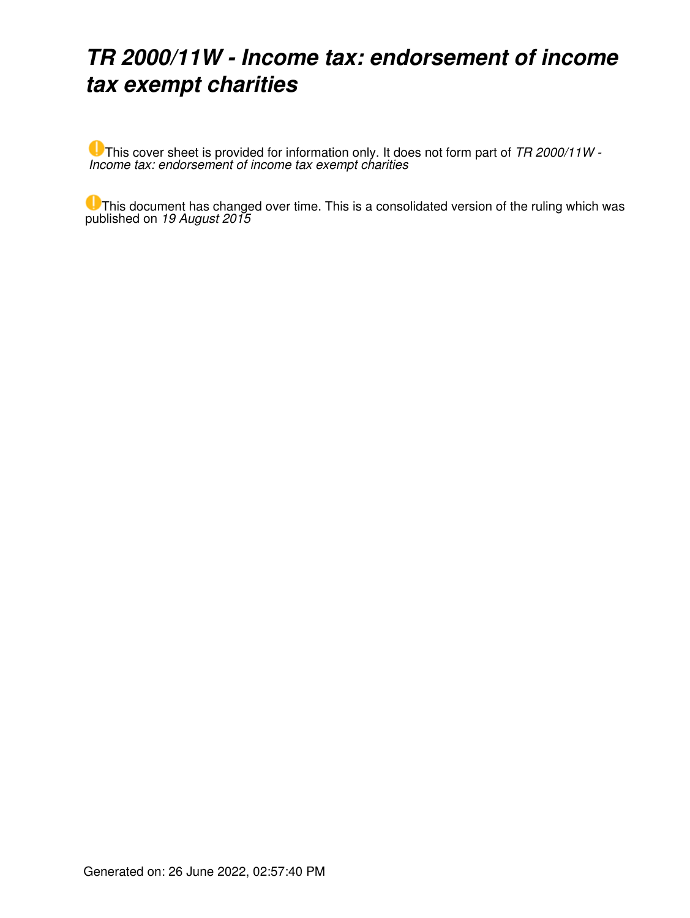# *TR 2000/11W - Income tax: endorsement of income tax exempt charities*

This cover sheet is provided for information only. It does not form part of *TR 2000/11W - Income tax: endorsement of income tax exempt charities*

This document has changed over time. This is a consolidated version of the ruling which was published on *19 August 2015*

Generated on: 26 June 2022, 02:57:40 PM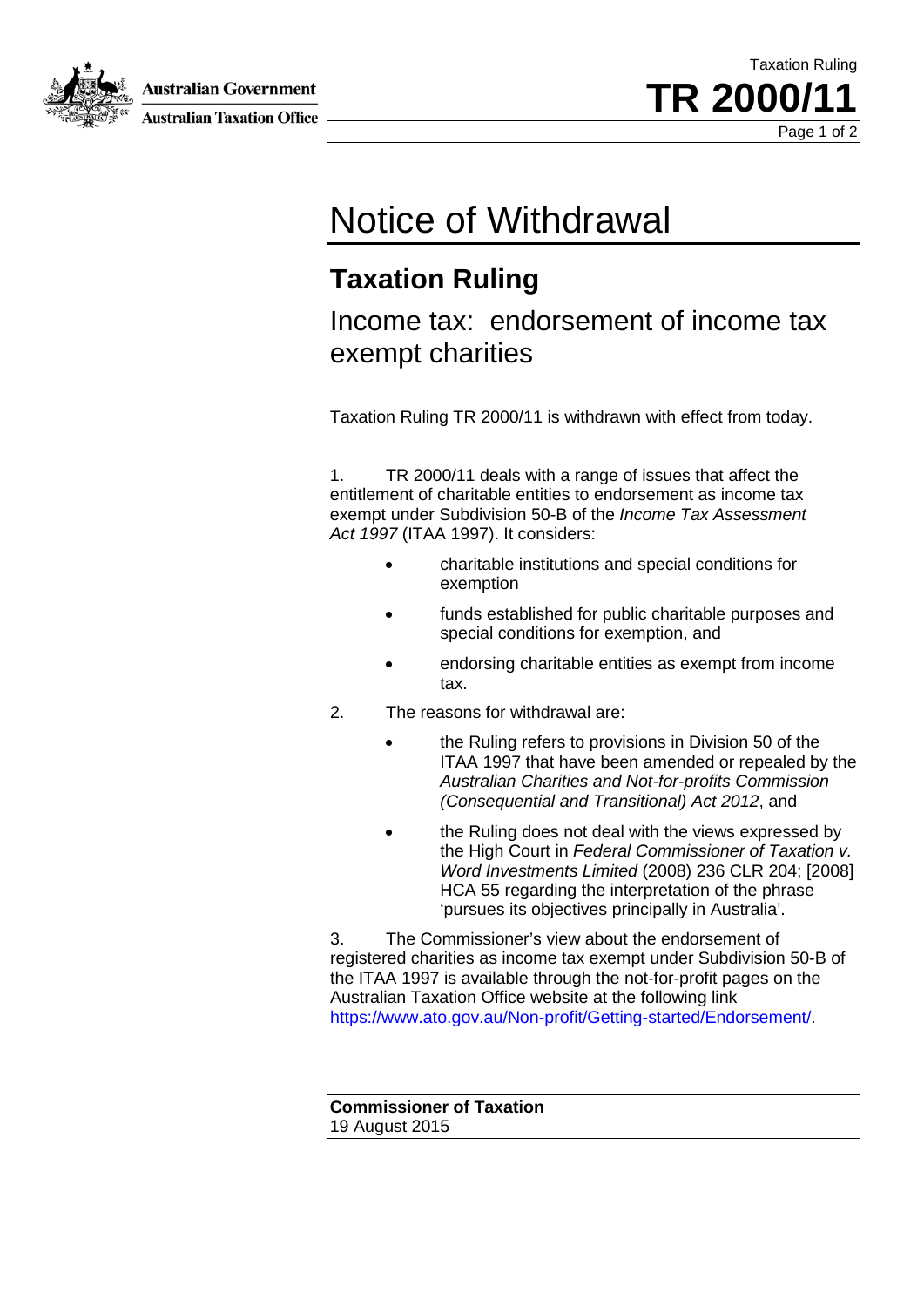# Notice of Withdrawal

## Taxation Ruling

### Income tax: endorsement of income tax exempt charities

Taxation Ruling TR 2000/11 is withdrawn with effect from today.

1. TR 2000/11 deals with a range of issues that affect the entitlement of charitable entities to endorsement as income tax exempt under Subdivision 50-B of the *Income Tax Assessment Act 1997* (ITAA 1997). It considers:

- charitable institutions and special conditions for exemption
- funds established for public charitable purposes and special conditions for exemption, and
- endorsing charitable entities as exempt from income tax.

2. The reasons for withdrawal are:

- the Ruling refers to provisions in Division 50 of the ITAA 1997 that have been amended or repealed by the *Australian Charities and Not-for-profits Commission (Consequential and Transitional) Act 2012*, and
- the Ruling does not deal with the views expressed by the High Court in *Federal Commissioner of Taxation v. Word Investments Limited* (2008) 236 CLR 204; [2008] HCA 55 regarding the interpretation of the phrase 'pursues its objectives principally in Australia'.

3. The Commissioner's view about the endorsement of registered charities as income tax exempt under Subdivision 50-B of the ITAA 1997 is available through the not-for-profit pages on the Australian Taxation Office website at the following link https://www.ato.gov.au/Non-profit/Getting-started/Endorsement/.

**Commissioner of Taxation**
19 August 2015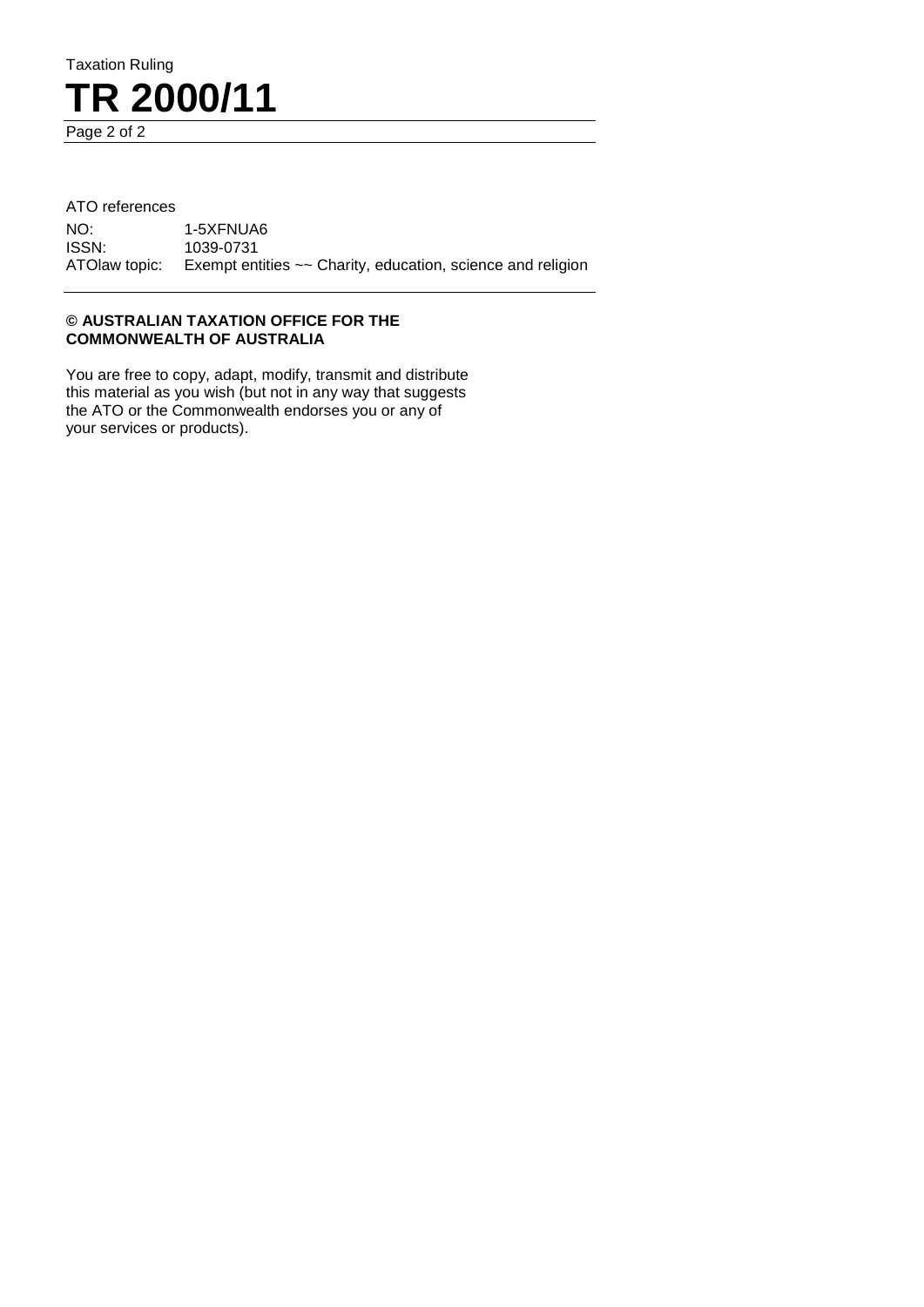ATO references

| | |
|---|---|
| NO: | 1-5XFNUA6 |
| ISSN: | 1039-0731 |
| ATOlaw topic: | Exempt entities ~~ Charity, education, science and religion |

**© AUSTRALIAN TAXATION OFFICE FOR THE COMMONWEALTH OF AUSTRALIA**

You are free to copy, adapt, modify, transmit and distribute this material as you wish (but not in any way that suggests the ATO or the Commonwealth endorses you or any of your services or products).